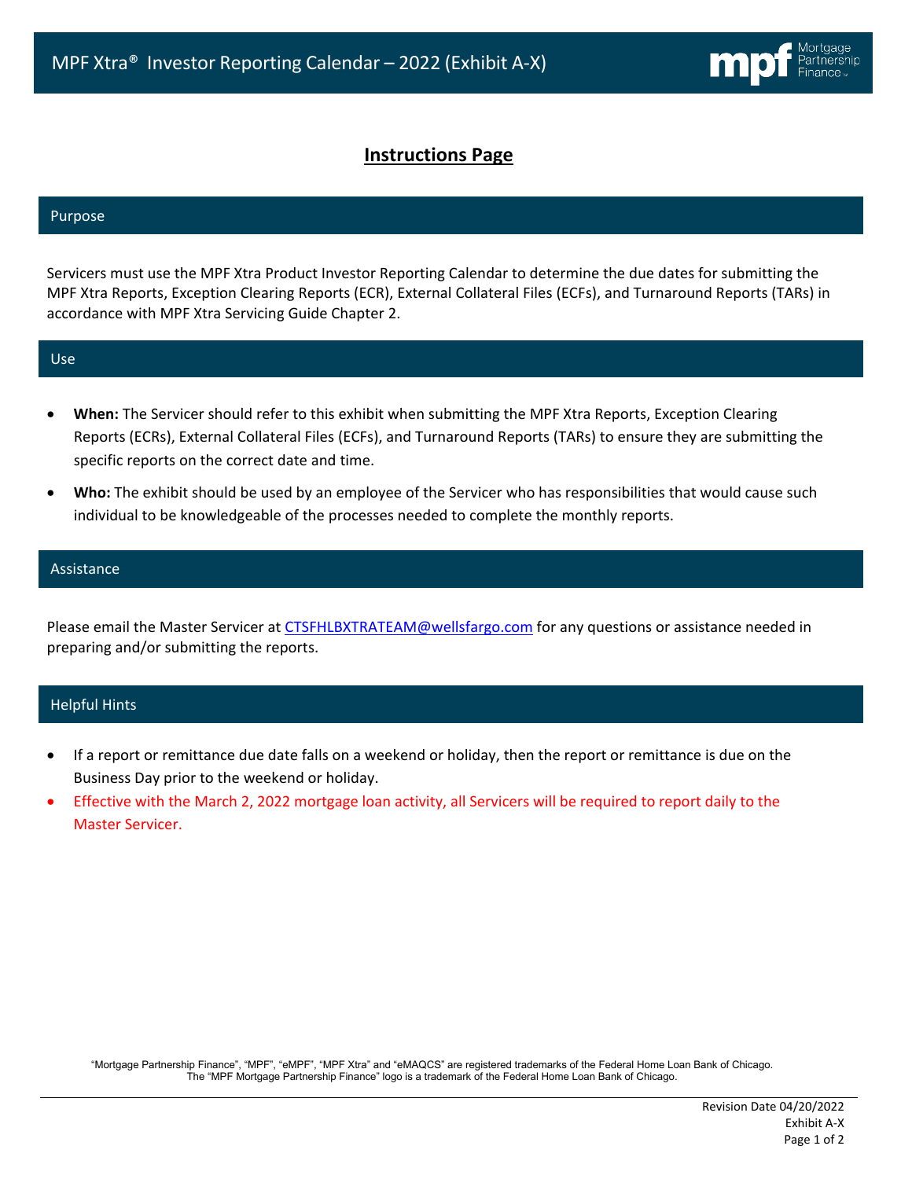# MPF Xtra® Investor Reporting Calendar – 2022 (Exhibit A-X)

## Instructions Page

### Purpose

Servicers must use the MPF Xtra Product Investor Reporting Calendar to determine the due dates for submitting the MPF Xtra Reports, Exception Clearing Reports (ECR), External Collateral Files (ECFs), and Turnaround Reports (TARs) in accordance with MPF Xtra Servicing Guide Chapter 2.

### Use

- **When:** The Servicer should refer to this exhibit when submitting the MPF Xtra Reports, Exception Clearing Reports (ECRs), External Collateral Files (ECFs), and Turnaround Reports (TARs) to ensure they are submitting the specific reports on the correct date and time.
- **Who:** The exhibit should be used by an employee of the Servicer who has responsibilities that would cause such individual to be knowledgeable of the processes needed to complete the monthly reports.

### Assistance

Please email the Master Servicer at CTSFHLBXTRATEAM@wellsfargo.com for any questions or assistance needed in preparing and/or submitting the reports.

### Helpful Hints

- If a report or remittance due date falls on a weekend or holiday, then the report or remittance is due on the Business Day prior to the weekend or holiday.
- Effective with the March 2, 2022 mortgage loan activity, all Servicers will be required to report daily to the Master Servicer.

"Mortgage Partnership Finance", "MPF", "eMPF", "MPF Xtra" and "eMAQCS" are registered trademarks of the Federal Home Loan Bank of Chicago. The "MPF Mortgage Partnership Finance" logo is a trademark of the Federal Home Loan Bank of Chicago.

Revision Date 04/20/2022
Exhibit A-X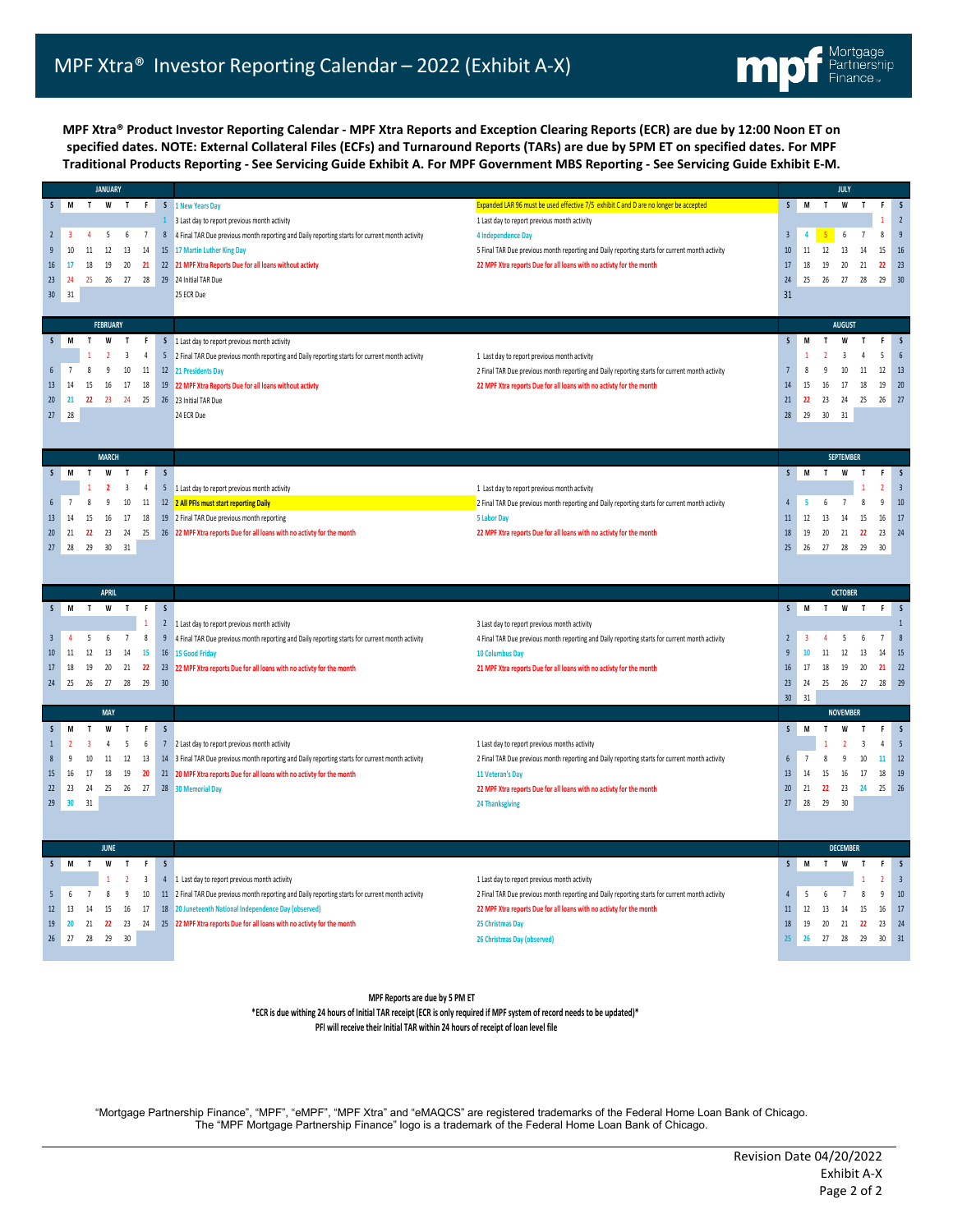# MPF Xtra® Investor Reporting Calendar – 2022 (Exhibit A-X)

**MPF Xtra® Product Investor Reporting Calendar - MPF Xtra Reports and Exception Clearing Reports (ECR) are due by 12:00 Noon ET on specified dates. NOTE: External Collateral Files (ECFs) and Turnaround Reports (TARs) are due by 5PM ET on specified dates. For MPF Traditional Products Reporting - See Servicing Guide Exhibit A. For MPF Government MBS Reporting - See Servicing Guide Exhibit E-M.**

## JANUARY

| S | M | T | W | T | F | S |
|---|---|---|---|---|---|---|
| | | | | | | 1 |
| 2 | 3 | 4 | 5 | 6 | 7 | 8 |
| 9 | 10 | 11 | 12 | 13 | 14 | 15 |
| 16 | 17 | 18 | 19 | 20 | 21 | 22 |
| 23 | 24 | 25 | 26 | 27 | 28 | 29 |
| 30 | 31 | | | | | |

- 1 New Years Day
- 3 Last day to report previous month activity
- 4 Final TAR Due previous month reporting and Daily reporting starts for current month activity
- 17 Martin Luther King Day
- 21 MPF Xtra Reports Due for all loans without activty
- 24 Initial TAR Due
- 25 ECR Due

## FEBRUARY

| S | M | T | W | T | F | S |
|---|---|---|---|---|---|---|
| | | 1 | 2 | 3 | 4 | 5 |
| 6 | 7 | 8 | 9 | 10 | 11 | 12 |
| 13 | 14 | 15 | 16 | 17 | 18 | 19 |
| 20 | 21 | 22 | 23 | 24 | 25 | 26 |
| 27 | 28 | | | | | |

- 1 Last day to report previous month activity
- 2 Final TAR Due previous month reporting and Daily reporting starts for current month activity
- 21 Presidents Day
- 22 MPF Xtra Reports Due for all loans without activty
- 23 Initial TAR Due
- 24 ECR Due

## MARCH

| S | M | T | W | T | F | S |
|---|---|---|---|---|---|---|
| | | 1 | 2 | 3 | 4 | 5 |
| 6 | 7 | 8 | 9 | 10 | 11 | 12 |
| 13 | 14 | 15 | 16 | 17 | 18 | 19 |
| 20 | 21 | 22 | 23 | 24 | 25 | 26 |
| 27 | 28 | 29 | 30 | 31 | | |

- 1 Last day to report previous month activity
- 2 All PFIs must start reporting Daily
- 2 Final TAR Due previous month reporting
- 22 MPF Xtra reports Due for all loans with no activty for the month

## APRIL

| S | M | T | W | T | F | S |
|---|---|---|---|---|---|---|
| | | | | | 1 | 2 |
| 3 | 4 | 5 | 6 | 7 | 8 | 9 |
| 10 | 11 | 12 | 13 | 14 | 15 | 16 |
| 17 | 18 | 19 | 20 | 21 | 22 | 23 |
| 24 | 25 | 26 | 27 | 28 | 29 | 30 |

- 1 Last day to report previous month activity
- 4 Final TAR Due previous month reporting and Daily reporting starts for current month activity
- 15 Good Friday
- 22 MPF Xtra reports Due for all loans with no activty for the month

## MAY

| S | M | T | W | T | F | S |
|---|---|---|---|---|---|---|
| 1 | 2 | 3 | 4 | 5 | 6 | 7 |
| 8 | 9 | 10 | 11 | 12 | 13 | 14 |
| 15 | 16 | 17 | 18 | 19 | 20 | 21 |
| 22 | 23 | 24 | 25 | 26 | 27 | 28 |
| 29 | 30 | 31 | | | | |

- 2 Last day to report previous month activity
- 3 Final TAR Due previous month reporting and Daily reporting starts for current month activity
- 20 MPF Xtra reports Due for all loans with no activty for the month
- 30 Memorial Day

## JUNE

| S | M | T | W | T | F | S |
|---|---|---|---|---|---|---|
| | | | 1 | 2 | 3 | 4 |
| 5 | 6 | 7 | 8 | 9 | 10 | 11 |
| 12 | 13 | 14 | 15 | 16 | 17 | 18 |
| 19 | 20 | 21 | 22 | 23 | 24 | 25 |
| 26 | 27 | 28 | 29 | 30 | | |

- 1 Last day to report previous month activity
- 2 Final TAR Due previous month reporting and Daily reporting starts for current month activity
- 20 Juneteenth National Independence Day (observed)
- 22 MPF Xtra reports Due for all loans with no activty for the month

## JULY

| S | M | T | W | T | F | S |
|---|---|---|---|---|---|---|
| | | | | | 1 | 2 |
| 3 | 4 | 5 | 6 | 7 | 8 | 9 |
| 10 | 11 | 12 | 13 | 14 | 15 | 16 |
| 17 | 18 | 19 | 20 | 21 | 22 | 23 |
| 24 | 25 | 26 | 27 | 28 | 29 | 30 |
| 31 | | | | | | |

- Expanded LAR 96 must be used effective 7/5 exhibit C and D are no longer be accepted
- 1 Last day to report previous month activity
- 4 Independence Day
- 5 Final TAR Due previous month reporting and Daily reporting starts for current month activity
- 22 MPF Xtra reports Due for all loans with no activty for the month

## AUGUST

| S | M | T | W | T | F | S |
|---|---|---|---|---|---|---|
| | 1 | 2 | 3 | 4 | 5 | 6 |
| 7 | 8 | 9 | 10 | 11 | 12 | 13 |
| 14 | 15 | 16 | 17 | 18 | 19 | 20 |
| 21 | 22 | 23 | 24 | 25 | 26 | 27 |
| 28 | 29 | 30 | 31 | | | |

- 1 Last day to report previous month activity
- 2 Final TAR Due previous month reporting and Daily reporting starts for current month activity
- 22 MPF Xtra reports Due for all loans with no activty for the month

## SEPTEMBER

| S | M | T | W | T | F | S |
|---|---|---|---|---|---|---|
| | | | | 1 | 2 | 3 |
| 4 | 5 | 6 | 7 | 8 | 9 | 10 |
| 11 | 12 | 13 | 14 | 15 | 16 | 17 |
| 18 | 19 | 20 | 21 | 22 | 23 | 24 |
| 25 | 26 | 27 | 28 | 29 | 30 | |

- 1 Last day to report previous month activity
- 2 Final TAR Due previous month reporting and Daily reporting starts for current month activity
- 5 Labor Day
- 22 MPF Xtra reports Due for all loans with no activty for the month

## OCTOBER

| S | M | T | W | T | F | S |
|---|---|---|---|---|---|---|
| | | | | | | 1 |
| 2 | 3 | 4 | 5 | 6 | 7 | 8 |
| 9 | 10 | 11 | 12 | 13 | 14 | 15 |
| 16 | 17 | 18 | 19 | 20 | 21 | 22 |
| 23 | 24 | 25 | 26 | 27 | 28 | 29 |
| 30 | 31 | | | | | |

- 3 Last day to report previous month activity
- 4 Final TAR Due previous month reporting and Daily reporting starts for current month activity
- 10 Columbus Day
- 21 MPF Xtra reports Due for all loans with no activty for the month

## NOVEMBER

| S | M | T | W | T | F | S |
|---|---|---|---|---|---|---|
| | | 1 | 2 | 3 | 4 | 5 |
| 6 | 7 | 8 | 9 | 10 | 11 | 12 |
| 13 | 14 | 15 | 16 | 17 | 18 | 19 |
| 20 | 21 | 22 | 23 | 24 | 25 | 26 |
| 27 | 28 | 29 | 30 | | | |

- 1 Last day to report previous months activity
- 2 Final TAR Due previous month reporting and Daily reporting starts for current month activity
- 11 Veteran's Day
- 22 MPF Xtra reports Due for all loans with no activty for the month
- 24 Thanksgiving

## DECEMBER

| S | M | T | W | T | F | S |
|---|---|---|---|---|---|---|
| | | | | 1 | 2 | 3 |
| 4 | 5 | 6 | 7 | 8 | 9 | 10 |
| 11 | 12 | 13 | 14 | 15 | 16 | 17 |
| 18 | 19 | 20 | 21 | 22 | 23 | 24 |
| 25 | 26 | 27 | 28 | 29 | 30 | 31 |

- 1 Last day to report previous month activity
- 2 Final TAR Due previous month reporting and Daily reporting starts for current month activity
- 22 MPF Xtra reports Due for all loans with no activty for the month
- 25 Christmas Day
- 26 Christmas Day (observed)

**MPF Reports are due by 5 PM ET**

***ECR is due withing 24 hours of Initial TAR receipt (ECR is only required if MPF system of record needs to be updated)***

**PFI will receive their Initial TAR within 24 hours of receipt of loan level file**

"Mortgage Partnership Finance", "MPF", "eMPF", "MPF Xtra" and "eMAQCS" are registered trademarks of the Federal Home Loan Bank of Chicago.
The "MPF Mortgage Partnership Finance" logo is a trademark of the Federal Home Loan Bank of Chicago.

Revision Date 04/20/2022
Exhibit A-X